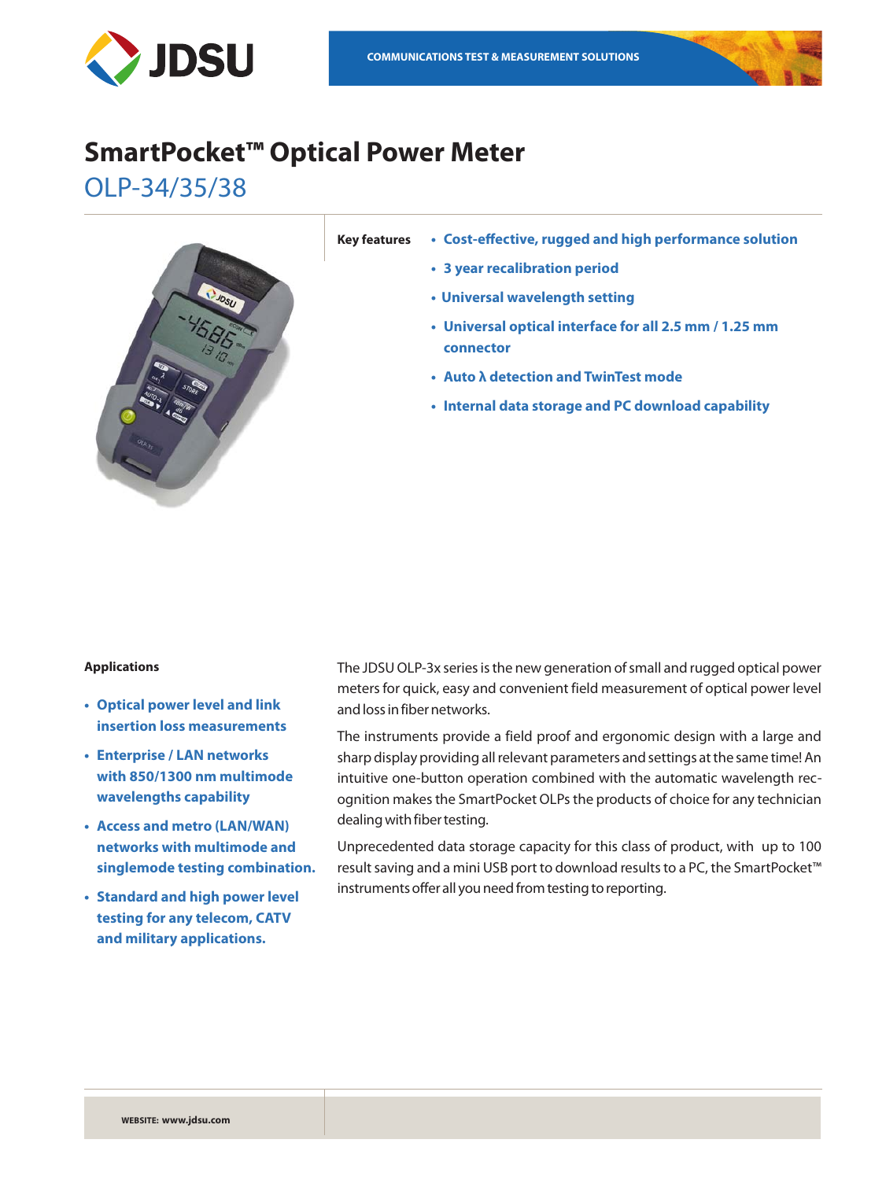COMMUNICATIONS TEST & MEASUREMENT SOLUTIONS

# SmartPocket™ Optical Power Meter

## OLP-34/35/38

**Key features**

- Cost-effective, rugged and high performance solution
- 3 year recalibration period
- Universal wavelength setting
- Universal optical interface for all 2.5 mm / 1.25 mm connector
- Auto λ detection and TwinTest mode
- Internal data storage and PC download capability

**Applications**

- Optical power level and link insertion loss measurements
- Enterprise / LAN networks with 850/1300 nm multimode wavelengths capability
- Access and metro (LAN/WAN) networks with multimode and singlemode testing combination.
- Standard and high power level testing for any telecom, CATV and military applications.

The JDSU OLP-3x series is the new generation of small and rugged optical power meters for quick, easy and convenient field measurement of optical power level and loss in fiber networks.

The instruments provide a field proof and ergonomic design with a large and sharp display providing all relevant parameters and settings at the same time! An intuitive one-button operation combined with the automatic wavelength recognition makes the SmartPocket OLPs the products of choice for any technician dealing with fiber testing.

Unprecedented data storage capacity for this class of product, with up to 100 result saving and a mini USB port to download results to a PC, the SmartPocket™ instruments offer all you need from testing to reporting.

WEBSITE: www.jdsu.com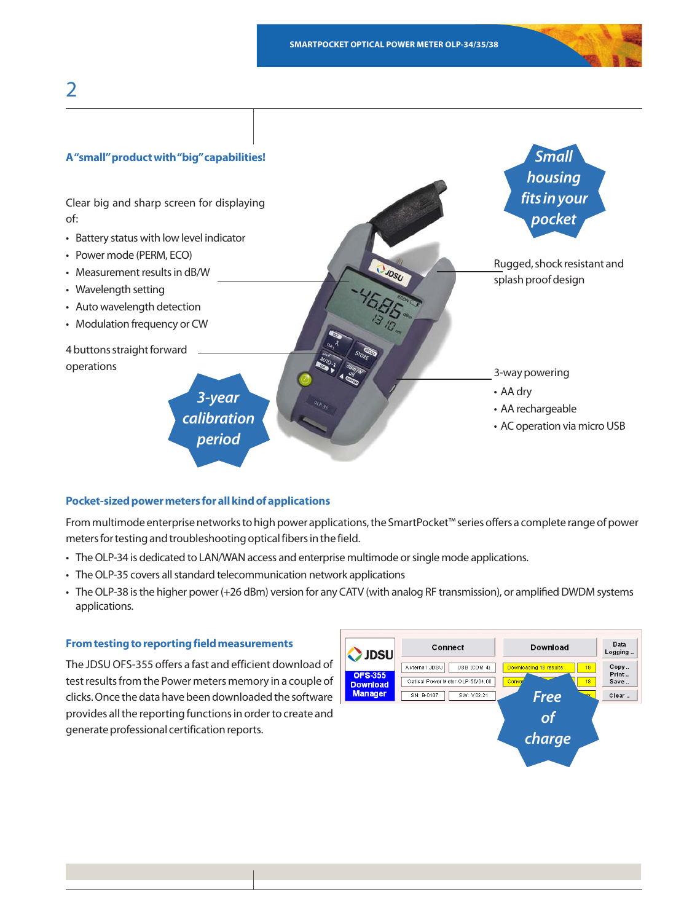## A "small" product with "big" capabilities!

Clear big and sharp screen for displaying of:

- Battery status with low level indicator
- Power mode (PERM, ECO)
- Measurement results in dB/W
- Wavelength setting
- Auto wavelength detection
- Modulation frequency or CW

4 buttons straight forward operations

3-year calibration period

Small housing fits in your pocket

Rugged, shock resistant and splash proof design

3-way powering

- AA dry
- AA rechargeable
- AC operation via micro USB

## Pocket-sized power meters for all kind of applications

From multimode enterprise networks to high power applications, the SmartPocket™ series offers a complete range of power meters for testing and troubleshooting optical fibers in the field.

- The OLP-34 is dedicated to LAN/WAN access and enterprise multimode or single mode applications.
- The OLP-35 covers all standard telecommunication network applications
- The OLP-38 is the higher power (+26 dBm) version for any CATV (with analog RF transmission), or amplified DWDM systems applications.

## From testing to reporting field measurements

The JDSU OFS-355 offers a fast and efficient download of test results from the Power meters memory in a couple of clicks. Once the data have been downloaded the software provides all the reporting functions in order to create and generate professional certification reports.

Free of charge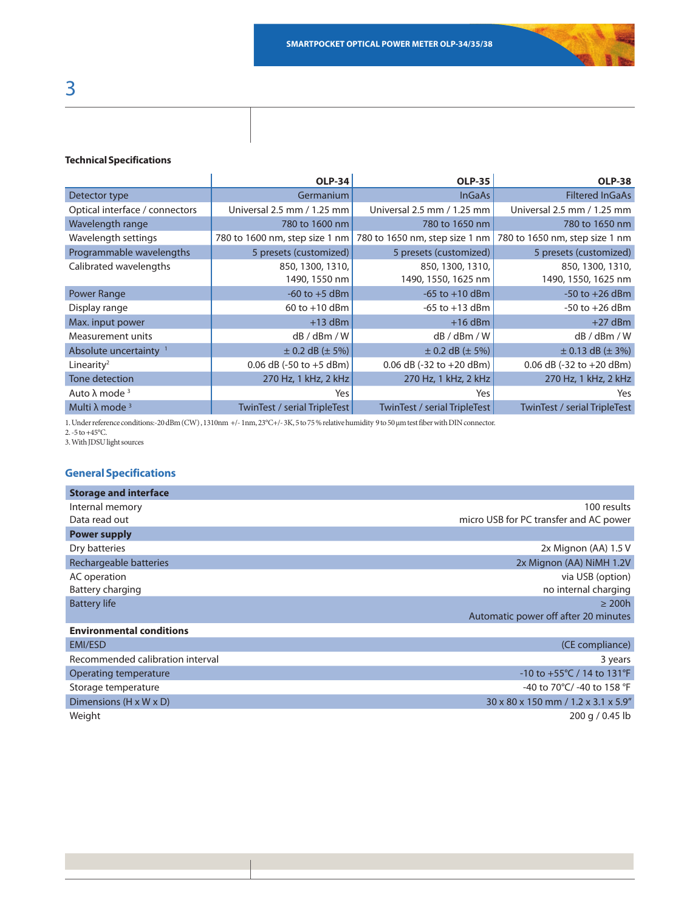## Technical Specifications

| | OLP-34 | OLP-35 | OLP-38 |
|---|---|---|---|
| Detector type | Germanium | InGaAs | Filtered InGaAs |
| Optical interface / connectors | Universal 2.5 mm / 1.25 mm | Universal 2.5 mm / 1.25 mm | Universal 2.5 mm / 1.25 mm |
| Wavelength range | 780 to 1600 nm | 780 to 1650 nm | 780 to 1650 nm |
| Wavelength settings | 780 to 1600 nm, step size 1 nm | 780 to 1650 nm, step size 1 nm | 780 to 1650 nm, step size 1 nm |
| Programmable wavelengths | 5 presets (customized) | 5 presets (customized) | 5 presets (customized) |
| Calibrated wavelengths | 850, 1300, 1310, 1490, 1550 nm | 850, 1300, 1310, 1490, 1550, 1625 nm | 850, 1300, 1310, 1490, 1550, 1625 nm |
| Power Range | -60 to +5 dBm | -65 to +10 dBm | -50 to +26 dBm |
| Display range | 60 to +10 dBm | -65 to +13 dBm | -50 to +26 dBm |
| Max. input power | +13 dBm | +16 dBm | +27 dBm |
| Measurement units | dB / dBm / W | dB / dBm / W | dB / dBm / W |
| Absolute uncertainty [1] | ± 0.2 dB (± 5%) | ± 0.2 dB (± 5%) | ± 0.13 dB (± 3%) |
| Linearity[2] | 0.06 dB (-50 to +5 dBm) | 0.06 dB (-32 to +20 dBm) | 0.06 dB (-32 to +20 dBm) |
| Tone detection | 270 Hz, 1 kHz, 2 kHz | 270 Hz, 1 kHz, 2 kHz | 270 Hz, 1 kHz, 2 kHz |
| Auto λ mode [3] | Yes | Yes | Yes |
| Multi λ mode [3] | TwinTest / serial TripleTest | TwinTest / serial TripleTest | TwinTest / serial TripleTest |

1. Under reference conditions:-20 dBm (CW) , 1310nm +/- 1nm, 23°C+/- 3K, 5 to 75 % relative humidity 9 to 50 µm test fiber with DIN connector.
2. -5 to +45°C.
3. With JDSU light sources

## General Specifications

| | |
|---|---|
| **Storage and interface** | |
| Internal memory | 100 results |
| Data read out | micro USB for PC transfer and AC power |
| **Power supply** | |
| Dry batteries | 2x Mignon (AA) 1.5 V |
| Rechargeable batteries | 2x Mignon (AA) NiMH 1.2V |
| AC operation | via USB (option) |
| Battery charging | no internal charging |
| Battery life | ≥ 200h<br>Automatic power off after 20 minutes |
| **Environmental conditions** | |
| EMI/ESD | (CE compliance) |
| Recommended calibration interval | 3 years |
| Operating temperature | -10 to +55°C / 14 to 131°F |
| Storage temperature | -40 to 70°C/ -40 to 158 °F |
| Dimensions (H x W x D) | 30 x 80 x 150 mm / 1.2 x 3.1 x 5.9" |
| Weight | 200 g / 0.45 lb |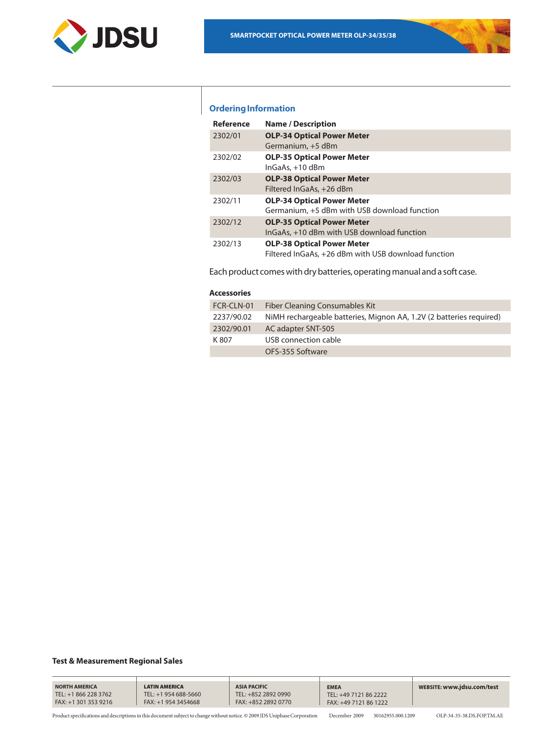## Ordering Information

| Reference | Name / Description |
|---|---|
| 2302/01 | **OLP-34 Optical Power Meter**<br>Germanium, +5 dBm |
| 2302/02 | **OLP-35 Optical Power Meter**<br>InGaAs, +10 dBm |
| 2302/03 | **OLP-38 Optical Power Meter**<br>Filtered InGaAs, +26 dBm |
| 2302/11 | **OLP-34 Optical Power Meter**<br>Germanium, +5 dBm with USB download function |
| 2302/12 | **OLP-35 Optical Power Meter**<br>InGaAs, +10 dBm with USB download function |
| 2302/13 | **OLP-38 Optical Power Meter**<br>Filtered InGaAs, +26 dBm with USB download function |

Each product comes with dry batteries, operating manual and a soft case.

### Accessories

| | |
|---|---|
| FCR-CLN-01 | Fiber Cleaning Consumables Kit |
| 2237/90.02 | NiMH rechargeable batteries, Mignon AA, 1.2V (2 batteries required) |
| 2302/90.01 | AC adapter SNT-505 |
| K 807 | USB connection cable |
| | OFS-355 Software |

**Test & Measurement Regional Sales**

| NORTH AMERICA | LATIN AMERICA | ASIA PACIFIC | EMEA | WEBSITE: www.jdsu.com/test |
|---|---|---|---|---|
| TEL: +1 866 228 3762<br>FAX: +1 301 353 9216 | TEL: +1 954 688-5660<br>FAX: +1 954 3454668 | TEL: +852 2892 0990<br>FAX: +852 2892 0770 | TEL: +49 7121 86 2222<br>FAX: +49 7121 86 1222 | |

Product specifications and descriptions in this document subject to change without notice. © 2009 JDS Uniphase Corporation December 2009 30162955.000.1209 OLP-34-35-38.DS.FOP.TM.AE